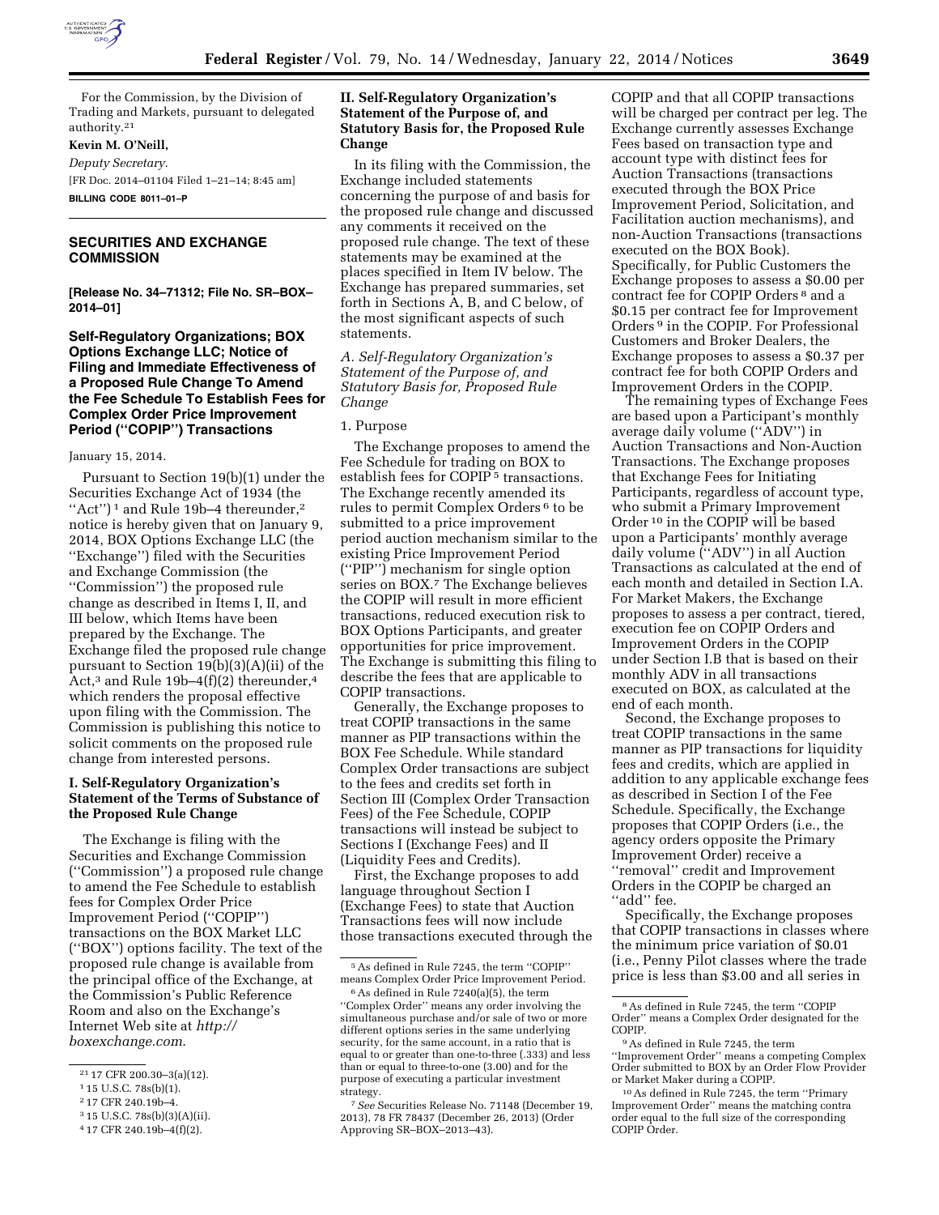For the Commission, by the Division of Trading and Markets, pursuant to delegated authority.[21]

**Kevin M. O'Neill,**

*Deputy Secretary.*

[FR Doc. 2014–01104 Filed 1–21–14; 8:45 am]

**BILLING CODE 8011–01–P**

---

## SECURITIES AND EXCHANGE COMMISSION

**[Release No. 34–71312; File No. SR–BOX–2014–01]**

## Self-Regulatory Organizations; BOX Options Exchange LLC; Notice of Filing and Immediate Effectiveness of a Proposed Rule Change To Amend the Fee Schedule To Establish Fees for Complex Order Price Improvement Period ("COPIP") Transactions

January 15, 2014.

Pursuant to Section 19(b)(1) under the Securities Exchange Act of 1934 (the "Act")[1] and Rule 19b–4 thereunder,[2] notice is hereby given that on January 9, 2014, BOX Options Exchange LLC (the "Exchange") filed with the Securities and Exchange Commission (the "Commission") the proposed rule change as described in Items I, II, and III below, which Items have been prepared by the Exchange. The Exchange filed the proposed rule change pursuant to Section 19(b)(3)(A)(ii) of the Act,[3] and Rule 19b–4(f)(2) thereunder,[4] which renders the proposal effective upon filing with the Commission. The Commission is publishing this notice to solicit comments on the proposed rule change from interested persons.

### I. Self-Regulatory Organization's Statement of the Terms of Substance of the Proposed Rule Change

The Exchange is filing with the Securities and Exchange Commission ("Commission") a proposed rule change to amend the Fee Schedule to establish fees for Complex Order Price Improvement Period ("COPIP") transactions on the BOX Market LLC ("BOX") options facility. The text of the proposed rule change is available from the principal office of the Exchange, at the Commission's Public Reference Room and also on the Exchange's Internet Web site at *http://boxexchange.com.*

### II. Self-Regulatory Organization's Statement of the Purpose of, and Statutory Basis for, the Proposed Rule Change

In its filing with the Commission, the Exchange included statements concerning the purpose of and basis for the proposed rule change and discussed any comments it received on the proposed rule change. The text of these statements may be examined at the places specified in Item IV below. The Exchange has prepared summaries, set forth in Sections A, B, and C below, of the most significant aspects of such statements.

*A. Self-Regulatory Organization's Statement of the Purpose of, and Statutory Basis for, Proposed Rule Change*

1. Purpose

The Exchange proposes to amend the Fee Schedule for trading on BOX to establish fees for COPIP[5] transactions. The Exchange recently amended its rules to permit Complex Orders[6] to be submitted to a price improvement period auction mechanism similar to the existing Price Improvement Period ("PIP") mechanism for single option series on BOX.[7] The Exchange believes the COPIP will result in more efficient transactions, reduced execution risk to BOX Options Participants, and greater opportunities for price improvement. The Exchange is submitting this filing to describe the fees that are applicable to COPIP transactions.

Generally, the Exchange proposes to treat COPIP transactions in the same manner as PIP transactions within the BOX Fee Schedule. While standard Complex Order transactions are subject to the fees and credits set forth in Section III (Complex Order Transaction Fees) of the Fee Schedule, COPIP transactions will instead be subject to Sections I (Exchange Fees) and II (Liquidity Fees and Credits).

First, the Exchange proposes to add language throughout Section I (Exchange Fees) to state that Auction Transactions fees will now include those transactions executed through the COPIP and that all COPIP transactions will be charged per contract per leg. The Exchange currently assesses Exchange Fees based on transaction type and account type with distinct fees for Auction Transactions (transactions executed through the BOX Price Improvement Period, Solicitation, and Facilitation auction mechanisms), and non-Auction Transactions (transactions executed on the BOX Book). Specifically, for Public Customers the Exchange proposes to assess a $0.00 per contract fee for COPIP Orders[8] and a $0.15 per contract fee for Improvement Orders[9] in the COPIP. For Professional Customers and Broker Dealers, the Exchange proposes to assess a $0.37 per contract fee for both COPIP Orders and Improvement Orders in the COPIP.

The remaining types of Exchange Fees are based upon a Participant's monthly average daily volume ("ADV") in Auction Transactions and Non-Auction Transactions. The Exchange proposes that Exchange Fees for Initiating Participants, regardless of account type, who submit a Primary Improvement Order[10] in the COPIP will be based upon a Participants' monthly average daily volume ("ADV") in all Auction Transactions as calculated at the end of each month and detailed in Section I.A. For Market Makers, the Exchange proposes to assess a per contract, tiered, execution fee on COPIP Orders and Improvement Orders in the COPIP under Section I.B that is based on their monthly ADV in all transactions executed on BOX, as calculated at the end of each month.

Second, the Exchange proposes to treat COPIP transactions in the same manner as PIP transactions for liquidity fees and credits, which are applied in addition to any applicable exchange fees as described in Section I of the Fee Schedule. Specifically, the Exchange proposes that COPIP Orders (i.e., the agency orders opposite the Primary Improvement Order) receive a "removal" credit and Improvement Orders in the COPIP be charged an "add" fee.

Specifically, the Exchange proposes that COPIP transactions in classes where the minimum price variation of $0.01 (i.e., Penny Pilot classes where the trade price is less than $3.00 and all series in

---

[21] 17 CFR 200.30–3(a)(12).

[1] 15 U.S.C. 78s(b)(1).

[2] 17 CFR 240.19b–4.

[3] 15 U.S.C. 78s(b)(3)(A)(ii).

[4] 17 CFR 240.19b–4(f)(2).

[5] As defined in Rule 7245, the term "COPIP" means Complex Order Price Improvement Period.

[6] As defined in Rule 7240(a)(5), the term "Complex Order" means any order involving the simultaneous purchase and/or sale of two or more different options series in the same underlying security, for the same account, in a ratio that is equal to or greater than one-to-three (.333) and less than or equal to three-to-one (3.00) and for the purpose of executing a particular investment strategy.

[7] *See* Securities Release No. 71148 (December 19, 2013), 78 FR 78437 (December 26, 2013) (Order Approving SR–BOX–2013–43).

[8] As defined in Rule 7245, the term "COPIP Order" means a Complex Order designated for the COPIP.

[9] As defined in Rule 7245, the term "Improvement Order" means a competing Complex Order submitted to BOX by an Order Flow Provider or Market Maker during a COPIP.

[10] As defined in Rule 7245, the term "Primary Improvement Order" means the matching contra order equal to the full size of the corresponding COPIP Order.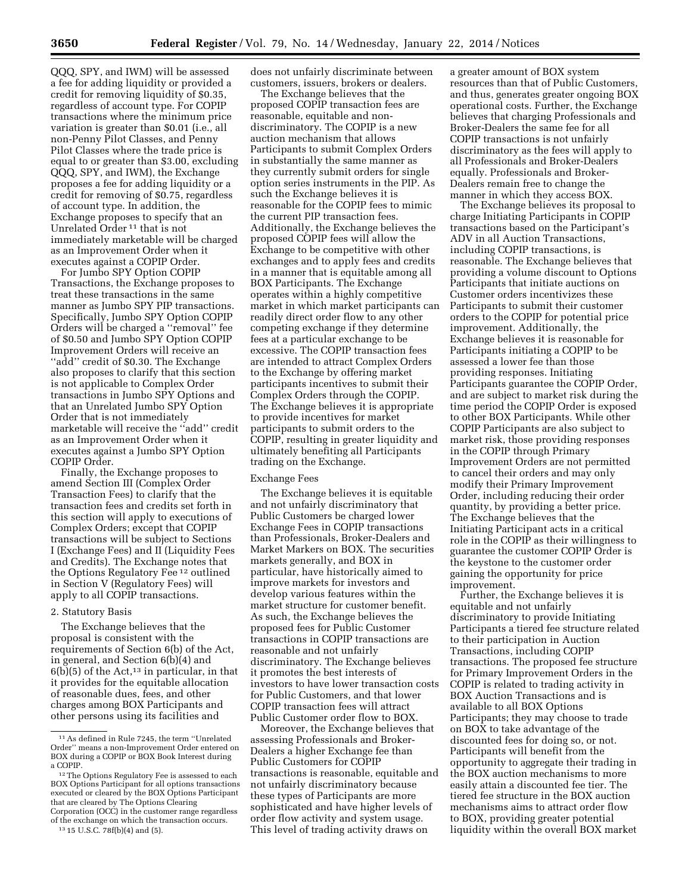QQQ, SPY, and IWM) will be assessed a fee for adding liquidity or provided a credit for removing liquidity of $0.35, regardless of account type. For COPIP transactions where the minimum price variation is greater than $0.01 (i.e., all non-Penny Pilot Classes, and Penny Pilot Classes where the trade price is equal to or greater than $3.00, excluding QQQ, SPY, and IWM), the Exchange proposes a fee for adding liquidity or a credit for removing of $0.75, regardless of account type. In addition, the Exchange proposes to specify that an Unrelated Order [11] that is not immediately marketable will be charged as an Improvement Order when it executes against a COPIP Order.

For Jumbo SPY Option COPIP Transactions, the Exchange proposes to treat these transactions in the same manner as Jumbo SPY PIP transactions. Specifically, Jumbo SPY Option COPIP Orders will be charged a ''removal'' fee of $0.50 and Jumbo SPY Option COPIP Improvement Orders will receive an ''add'' credit of $0.30. The Exchange also proposes to clarify that this section is not applicable to Complex Order transactions in Jumbo SPY Options and that an Unrelated Jumbo SPY Option Order that is not immediately marketable will receive the ''add'' credit as an Improvement Order when it executes against a Jumbo SPY Option COPIP Order.

Finally, the Exchange proposes to amend Section III (Complex Order Transaction Fees) to clarify that the transaction fees and credits set forth in this section will apply to executions of Complex Orders; except that COPIP transactions will be subject to Sections I (Exchange Fees) and II (Liquidity Fees and Credits). The Exchange notes that the Options Regulatory Fee [12] outlined in Section V (Regulatory Fees) will apply to all COPIP transactions.

### 2. Statutory Basis

The Exchange believes that the proposal is consistent with the requirements of Section 6(b) of the Act, in general, and Section 6(b)(4) and 6(b)(5) of the Act,[13] in particular, in that it provides for the equitable allocation of reasonable dues, fees, and other charges among BOX Participants and other persons using its facilities and does not unfairly discriminate between customers, issuers, brokers or dealers.

The Exchange believes that the proposed COPIP transaction fees are reasonable, equitable and non-discriminatory. The COPIP is a new auction mechanism that allows Participants to submit Complex Orders in substantially the same manner as they currently submit orders for single option series instruments in the PIP. As such the Exchange believes it is reasonable for the COPIP fees to mimic the current PIP transaction fees. Additionally, the Exchange believes the proposed COPIP fees will allow the Exchange to be competitive with other exchanges and to apply fees and credits in a manner that is equitable among all BOX Participants. The Exchange operates within a highly competitive market in which market participants can readily direct order flow to any other competing exchange if they determine fees at a particular exchange to be excessive. The COPIP transaction fees are intended to attract Complex Orders to the Exchange by offering market participants incentives to submit their Complex Orders through the COPIP. The Exchange believes it is appropriate to provide incentives for market participants to submit orders to the COPIP, resulting in greater liquidity and ultimately benefiting all Participants trading on the Exchange.

#### Exchange Fees

The Exchange believes it is equitable and not unfairly discriminatory that Public Customers be charged lower Exchange Fees in COPIP transactions than Professionals, Broker-Dealers and Market Markers on BOX. The securities markets generally, and BOX in particular, have historically aimed to improve markets for investors and develop various features within the market structure for customer benefit. As such, the Exchange believes the proposed fees for Public Customer transactions in COPIP transactions are reasonable and not unfairly discriminatory. The Exchange believes it promotes the best interests of investors to have lower transaction costs for Public Customers, and that lower COPIP transaction fees will attract Public Customer order flow to BOX.

Moreover, the Exchange believes that assessing Professionals and Broker-Dealers a higher Exchange fee than Public Customers for COPIP transactions is reasonable, equitable and not unfairly discriminatory because these types of Participants are more sophisticated and have higher levels of order flow activity and system usage. This level of trading activity draws on a greater amount of BOX system resources than that of Public Customers, and thus, generates greater ongoing BOX operational costs. Further, the Exchange believes that charging Professionals and Broker-Dealers the same fee for all COPIP transactions is not unfairly discriminatory as the fees will apply to all Professionals and Broker-Dealers equally. Professionals and Broker-Dealers remain free to change the manner in which they access BOX.

The Exchange believes its proposal to charge Initiating Participants in COPIP transactions based on the Participant's ADV in all Auction Transactions, including COPIP transactions, is reasonable. The Exchange believes that providing a volume discount to Options Participants that initiate auctions on Customer orders incentivizes these Participants to submit their customer orders to the COPIP for potential price improvement. Additionally, the Exchange believes it is reasonable for Participants initiating a COPIP to be assessed a lower fee than those providing responses. Initiating Participants guarantee the COPIP Order, and are subject to market risk during the time period the COPIP Order is exposed to other BOX Participants. While other COPIP Participants are also subject to market risk, those providing responses in the COPIP through Primary Improvement Orders are not permitted to cancel their orders and may only modify their Primary Improvement Order, including reducing their order quantity, by providing a better price. The Exchange believes that the Initiating Participant acts in a critical role in the COPIP as their willingness to guarantee the customer COPIP Order is the keystone to the customer order gaining the opportunity for price improvement.

Further, the Exchange believes it is equitable and not unfairly discriminatory to provide Initiating Participants a tiered fee structure related to their participation in Auction Transactions, including COPIP transactions. The proposed fee structure for Primary Improvement Orders in the COPIP is related to trading activity in BOX Auction Transactions and is available to all BOX Options Participants; they may choose to trade on BOX to take advantage of the discounted fees for doing so, or not. Participants will benefit from the opportunity to aggregate their trading in the BOX auction mechanisms to more easily attain a discounted fee tier. The tiered fee structure in the BOX auction mechanisms aims to attract order flow to BOX, providing greater potential liquidity within the overall BOX market

---

[11] As defined in Rule 7245, the term ''Unrelated Order'' means a non-Improvement Order entered on BOX during a COPIP or BOX Book Interest during a COPIP.

[12] The Options Regulatory Fee is assessed to each BOX Options Participant for all options transactions executed or cleared by the BOX Options Participant that are cleared by The Options Clearing Corporation (OCC) in the customer range regardless of the exchange on which the transaction occurs.

[13] 15 U.S.C. 78f(b)(4) and (5).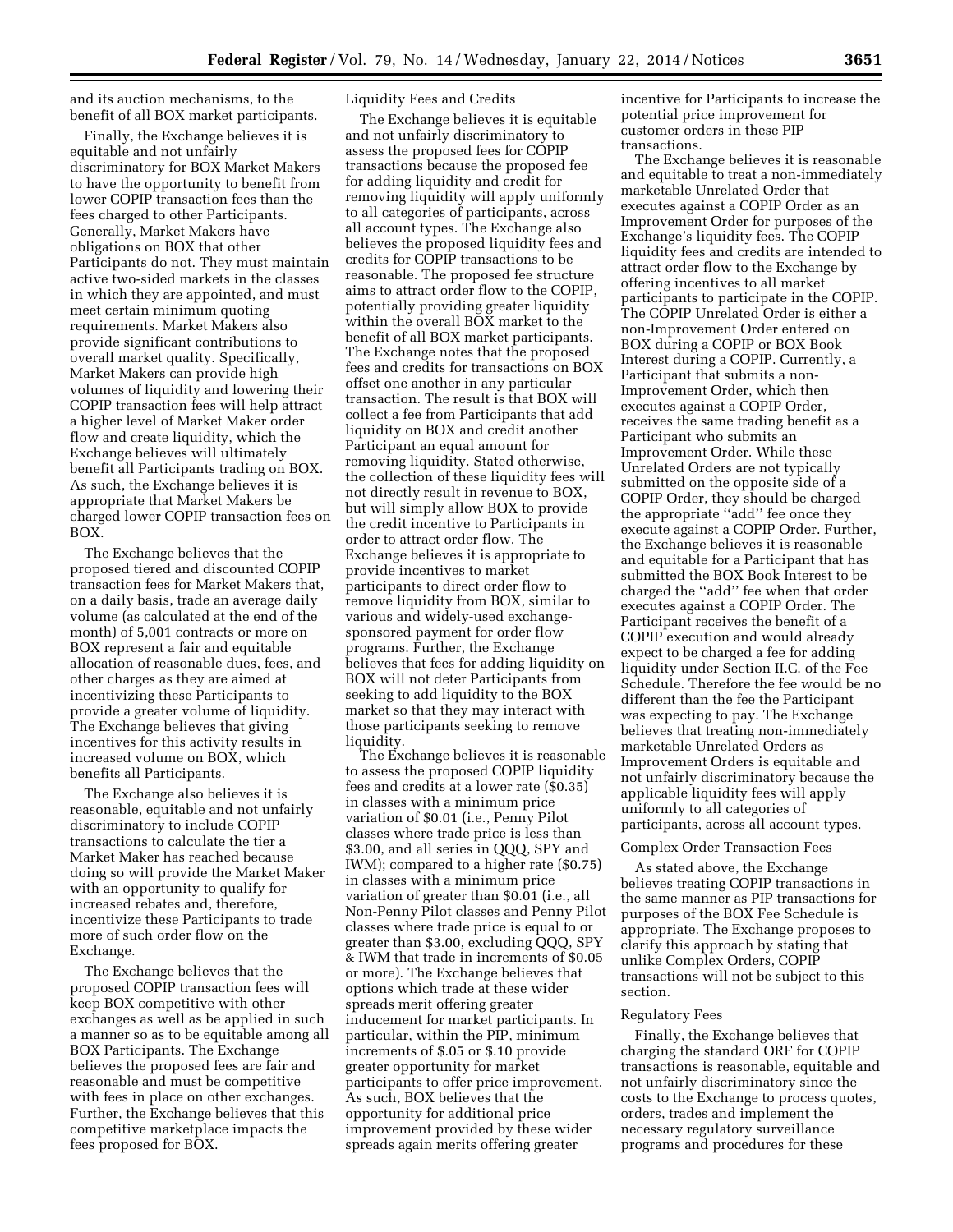and its auction mechanisms, to the benefit of all BOX market participants.

Finally, the Exchange believes it is equitable and not unfairly discriminatory for BOX Market Makers to have the opportunity to benefit from lower COPIP transaction fees than the fees charged to other Participants. Generally, Market Makers have obligations on BOX that other Participants do not. They must maintain active two-sided markets in the classes in which they are appointed, and must meet certain minimum quoting requirements. Market Makers also provide significant contributions to overall market quality. Specifically, Market Makers can provide high volumes of liquidity and lowering their COPIP transaction fees will help attract a higher level of Market Maker order flow and create liquidity, which the Exchange believes will ultimately benefit all Participants trading on BOX. As such, the Exchange believes it is appropriate that Market Makers be charged lower COPIP transaction fees on BOX.

The Exchange believes that the proposed tiered and discounted COPIP transaction fees for Market Makers that, on a daily basis, trade an average daily volume (as calculated at the end of the month) of 5,001 contracts or more on BOX represent a fair and equitable allocation of reasonable dues, fees, and other charges as they are aimed at incentivizing these Participants to provide a greater volume of liquidity. The Exchange believes that giving incentives for this activity results in increased volume on BOX, which benefits all Participants.

The Exchange also believes it is reasonable, equitable and not unfairly discriminatory to include COPIP transactions to calculate the tier a Market Maker has reached because doing so will provide the Market Maker with an opportunity to qualify for increased rebates and, therefore, incentivize these Participants to trade more of such order flow on the Exchange.

The Exchange believes that the proposed COPIP transaction fees will keep BOX competitive with other exchanges as well as be applied in such a manner so as to be equitable among all BOX Participants. The Exchange believes the proposed fees are fair and reasonable and must be competitive with fees in place on other exchanges. Further, the Exchange believes that this competitive marketplace impacts the fees proposed for BOX.

Liquidity Fees and Credits

The Exchange believes it is equitable and not unfairly discriminatory to assess the proposed fees for COPIP transactions because the proposed fee for adding liquidity and credit for removing liquidity will apply uniformly to all categories of participants, across all account types. The Exchange also believes the proposed liquidity fees and credits for COPIP transactions to be reasonable. The proposed fee structure aims to attract order flow to the COPIP, potentially providing greater liquidity within the overall BOX market to the benefit of all BOX market participants. The Exchange notes that the proposed fees and credits for transactions on BOX offset one another in any particular transaction. The result is that BOX will collect a fee from Participants that add liquidity on BOX and credit another Participant an equal amount for removing liquidity. Stated otherwise, the collection of these liquidity fees will not directly result in revenue to BOX, but will simply allow BOX to provide the credit incentive to Participants in order to attract order flow. The Exchange believes it is appropriate to provide incentives to market participants to direct order flow to remove liquidity from BOX, similar to various and widely-used exchange-sponsored payment for order flow programs. Further, the Exchange believes that fees for adding liquidity on BOX will not deter Participants from seeking to add liquidity to the BOX market so that they may interact with those participants seeking to remove liquidity.

The Exchange believes it is reasonable to assess the proposed COPIP liquidity fees and credits at a lower rate ($0.35) in classes with a minimum price variation of $0.01 (i.e., Penny Pilot classes where trade price is less than $3.00, and all series in QQQ, SPY and IWM); compared to a higher rate ($0.75) in classes with a minimum price variation of greater than $0.01 (i.e., all Non-Penny Pilot classes and Penny Pilot classes where trade price is equal to or greater than $3.00, excluding QQQ, SPY & IWM that trade in increments of $0.05 or more). The Exchange believes that options which trade at these wider spreads merit offering greater inducement for market participants. In particular, within the PIP, minimum increments of $.05 or $.10 provide greater opportunity for market participants to offer price improvement. As such, BOX believes that the opportunity for additional price improvement provided by these wider spreads again merits offering greater incentive for Participants to increase the potential price improvement for customer orders in these PIP transactions.

The Exchange believes it is reasonable and equitable to treat a non-immediately marketable Unrelated Order that executes against a COPIP Order as an Improvement Order for purposes of the Exchange's liquidity fees. The COPIP liquidity fees and credits are intended to attract order flow to the Exchange by offering incentives to all market participants to participate in the COPIP. The COPIP Unrelated Order is either a non-Improvement Order entered on BOX during a COPIP or BOX Book Interest during a COPIP. Currently, a Participant that submits a non-Improvement Order, which then executes against a COPIP Order, receives the same trading benefit as a Participant who submits an Improvement Order. While these Unrelated Orders are not typically submitted on the opposite side of a COPIP Order, they should be charged the appropriate "add" fee once they execute against a COPIP Order. Further, the Exchange believes it is reasonable and equitable for a Participant that has submitted the BOX Book Interest to be charged the "add" fee when that order executes against a COPIP Order. The Participant receives the benefit of a COPIP execution and would already expect to be charged a fee for adding liquidity under Section II.C. of the Fee Schedule. Therefore the fee would be no different than the fee the Participant was expecting to pay. The Exchange believes that treating non-immediately marketable Unrelated Orders as Improvement Orders is equitable and not unfairly discriminatory because the applicable liquidity fees will apply uniformly to all categories of participants, across all account types.

Complex Order Transaction Fees

As stated above, the Exchange believes treating COPIP transactions in the same manner as PIP transactions for purposes of the BOX Fee Schedule is appropriate. The Exchange proposes to clarify this approach by stating that unlike Complex Orders, COPIP transactions will not be subject to this section.

Regulatory Fees

Finally, the Exchange believes that charging the standard ORF for COPIP transactions is reasonable, equitable and not unfairly discriminatory since the costs to the Exchange to process quotes, orders, trades and implement the necessary regulatory surveillance programs and procedures for these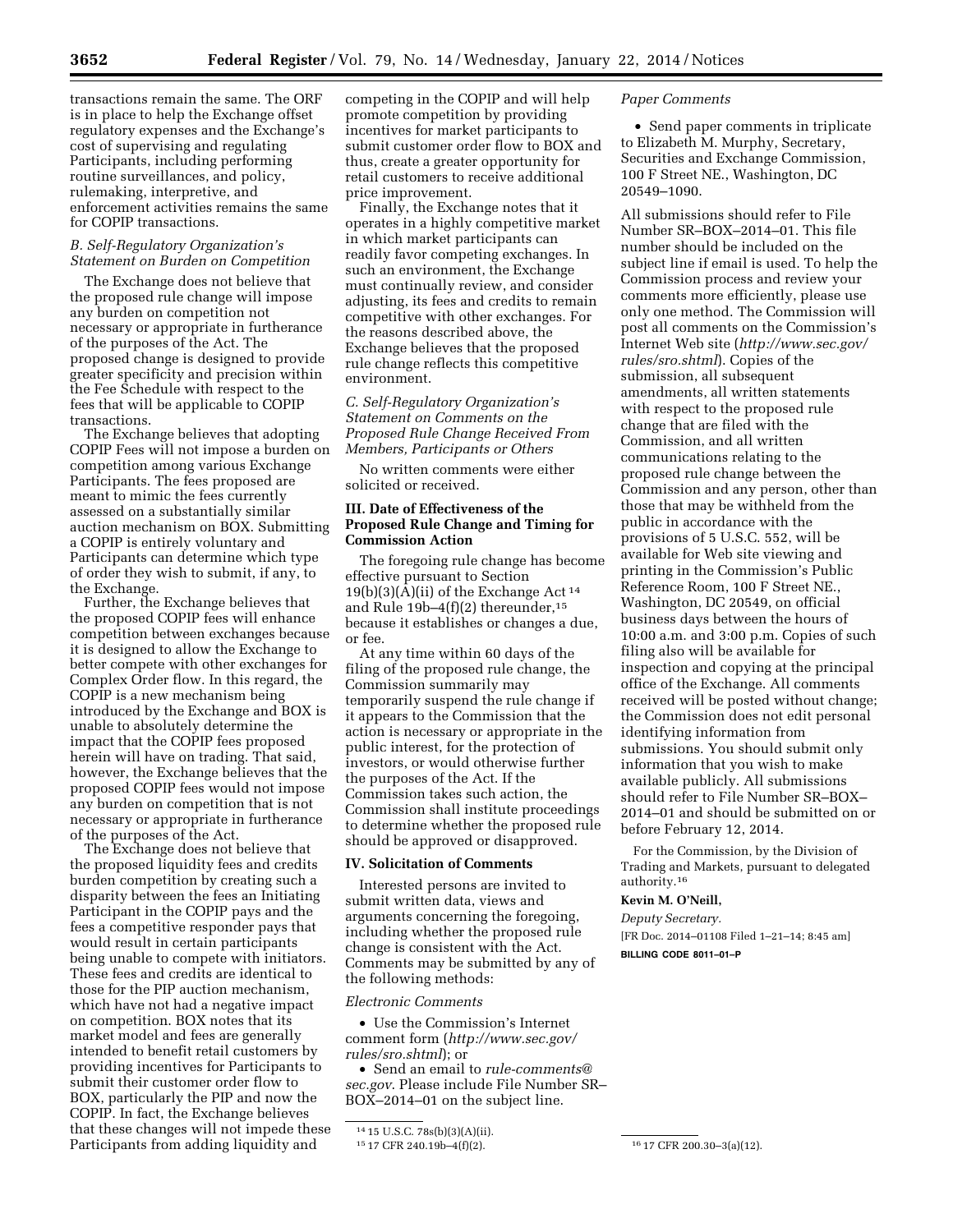transactions remain the same. The ORF is in place to help the Exchange offset regulatory expenses and the Exchange's cost of supervising and regulating Participants, including performing routine surveillances, and policy, rulemaking, interpretive, and enforcement activities remains the same for COPIP transactions.

### *B. Self-Regulatory Organization's Statement on Burden on Competition*

The Exchange does not believe that the proposed rule change will impose any burden on competition not necessary or appropriate in furtherance of the purposes of the Act. The proposed change is designed to provide greater specificity and precision within the Fee Schedule with respect to the fees that will be applicable to COPIP transactions.

The Exchange believes that adopting COPIP Fees will not impose a burden on competition among various Exchange Participants. The fees proposed are meant to mimic the fees currently assessed on a substantially similar auction mechanism on BOX. Submitting a COPIP is entirely voluntary and Participants can determine which type of order they wish to submit, if any, to the Exchange.

Further, the Exchange believes that the proposed COPIP fees will enhance competition between exchanges because it is designed to allow the Exchange to better compete with other exchanges for Complex Order flow. In this regard, the COPIP is a new mechanism being introduced by the Exchange and BOX is unable to absolutely determine the impact that the COPIP fees proposed herein will have on trading. That said, however, the Exchange believes that the proposed COPIP fees would not impose any burden on competition that is not necessary or appropriate in furtherance of the purposes of the Act.

The Exchange does not believe that the proposed liquidity fees and credits burden competition by creating such a disparity between the fees an Initiating Participant in the COPIP pays and the fees a competitive responder pays that would result in certain participants being unable to compete with initiators. These fees and credits are identical to those for the PIP auction mechanism, which have not had a negative impact on competition. BOX notes that its market model and fees are generally intended to benefit retail customers by providing incentives for Participants to submit their customer order flow to BOX, particularly the PIP and now the COPIP. In fact, the Exchange believes that these changes will not impede these Participants from adding liquidity and competing in the COPIP and will help promote competition by providing incentives for market participants to submit customer order flow to BOX and thus, create a greater opportunity for retail customers to receive additional price improvement.

Finally, the Exchange notes that it operates in a highly competitive market in which market participants can readily favor competing exchanges. In such an environment, the Exchange must continually review, and consider adjusting, its fees and credits to remain competitive with other exchanges. For the reasons described above, the Exchange believes that the proposed rule change reflects this competitive environment.

### *C. Self-Regulatory Organization's Statement on Comments on the Proposed Rule Change Received From Members, Participants or Others*

No written comments were either solicited or received.

## III. Date of Effectiveness of the Proposed Rule Change and Timing for Commission Action

The foregoing rule change has become effective pursuant to Section 19(b)(3)(A)(ii) of the Exchange Act [14] and Rule 19b–4(f)(2) thereunder,[15] because it establishes or changes a due, or fee.

At any time within 60 days of the filing of the proposed rule change, the Commission summarily may temporarily suspend the rule change if it appears to the Commission that the action is necessary or appropriate in the public interest, for the protection of investors, or would otherwise further the purposes of the Act. If the Commission takes such action, the Commission shall institute proceedings to determine whether the proposed rule should be approved or disapproved.

## IV. Solicitation of Comments

Interested persons are invited to submit written data, views and arguments concerning the foregoing, including whether the proposed rule change is consistent with the Act. Comments may be submitted by any of the following methods:

*Electronic Comments*

- Use the Commission's Internet comment form (*http://www.sec.gov/rules/sro.shtml*); or
- Send an email to *rule-comments@sec.gov*. Please include File Number SR–BOX–2014–01 on the subject line.

*Paper Comments*

- Send paper comments in triplicate to Elizabeth M. Murphy, Secretary, Securities and Exchange Commission, 100 F Street NE., Washington, DC 20549–1090.

All submissions should refer to File Number SR–BOX–2014–01. This file number should be included on the subject line if email is used. To help the Commission process and review your comments more efficiently, please use only one method. The Commission will post all comments on the Commission's Internet Web site (*http://www.sec.gov/rules/sro.shtml*). Copies of the submission, all subsequent amendments, all written statements with respect to the proposed rule change that are filed with the Commission, and all written communications relating to the proposed rule change between the Commission and any person, other than those that may be withheld from the public in accordance with the provisions of 5 U.S.C. 552, will be available for Web site viewing and printing in the Commission's Public Reference Room, 100 F Street NE., Washington, DC 20549, on official business days between the hours of 10:00 a.m. and 3:00 p.m. Copies of such filing also will be available for inspection and copying at the principal office of the Exchange. All comments received will be posted without change; the Commission does not edit personal identifying information from submissions. You should submit only information that you wish to make available publicly. All submissions should refer to File Number SR–BOX–2014–01 and should be submitted on or before February 12, 2014.

For the Commission, by the Division of Trading and Markets, pursuant to delegated authority.[16]

**Kevin M. O'Neill,**

*Deputy Secretary.*

[FR Doc. 2014–01108 Filed 1–21–14; 8:45 am]

**BILLING CODE 8011–01–P**

---

[14] 15 U.S.C. 78s(b)(3)(A)(ii).

[15] 17 CFR 240.19b–4(f)(2).

[16] 17 CFR 200.30–3(a)(12).